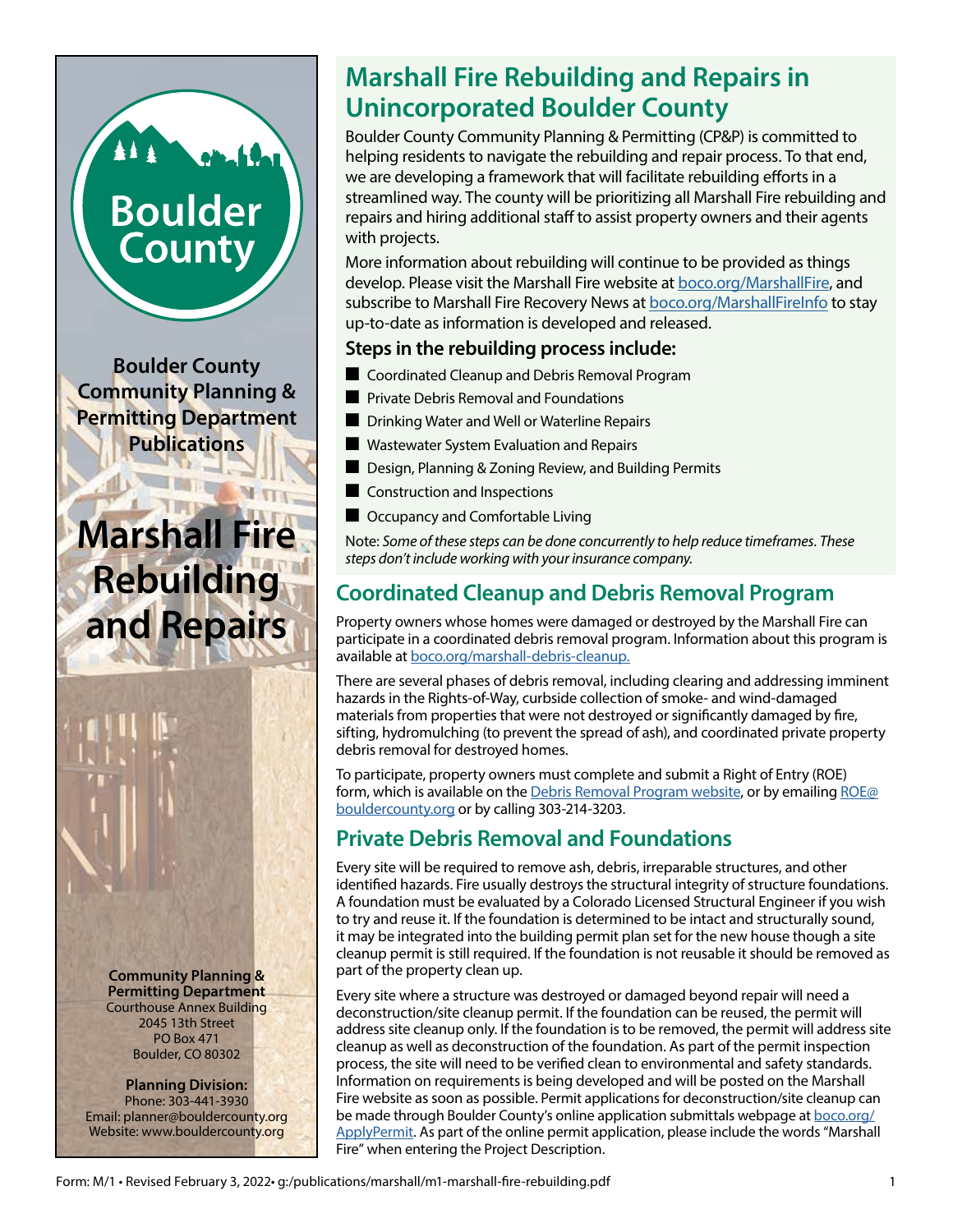Boulder County

**Boulder County Community Planning & Permitting Department Publications**

# Marshall Fire Rebuilding and Repairs

**Community Planning & Permitting Department**
Courthouse Annex Building
2045 13th Street
PO Box 471
Boulder, CO 80302

**Planning Division:**
Phone: 303-441-3930
Email: planner@bouldercounty.org
Website: www.bouldercounty.org

## Marshall Fire Rebuilding and Repairs in Unincorporated Boulder County

Boulder County Community Planning & Permitting (CP&P) is committed to helping residents to navigate the rebuilding and repair process. To that end, we are developing a framework that will facilitate rebuilding efforts in a streamlined way. The county will be prioritizing all Marshall Fire rebuilding and repairs and hiring additional staff to assist property owners and their agents with projects.

More information about rebuilding will continue to be provided as things develop. Please visit the Marshall Fire website at boco.org/MarshallFire, and subscribe to Marshall Fire Recovery News at boco.org/MarshallFireInfo to stay up-to-date as information is developed and released.

### Steps in the rebuilding process include:

- Coordinated Cleanup and Debris Removal Program
- Private Debris Removal and Foundations
- Drinking Water and Well or Waterline Repairs
- Wastewater System Evaluation and Repairs
- Design, Planning & Zoning Review, and Building Permits
- Construction and Inspections
- Occupancy and Comfortable Living

Note: *Some of these steps can be done concurrently to help reduce timeframes. These steps don't include working with your insurance company.*

## Coordinated Cleanup and Debris Removal Program

Property owners whose homes were damaged or destroyed by the Marshall Fire can participate in a coordinated debris removal program. Information about this program is available at boco.org/marshall-debris-cleanup.

There are several phases of debris removal, including clearing and addressing imminent hazards in the Rights-of-Way, curbside collection of smoke- and wind-damaged materials from properties that were not destroyed or significantly damaged by fire, sifting, hydromulching (to prevent the spread of ash), and coordinated private property debris removal for destroyed homes.

To participate, property owners must complete and submit a Right of Entry (ROE) form, which is available on the Debris Removal Program website, or by emailing ROE@bouldercounty.org or by calling 303-214-3203.

## Private Debris Removal and Foundations

Every site will be required to remove ash, debris, irreparable structures, and other identified hazards. Fire usually destroys the structural integrity of structure foundations. A foundation must be evaluated by a Colorado Licensed Structural Engineer if you wish to try and reuse it. If the foundation is determined to be intact and structurally sound, it may be integrated into the building permit plan set for the new house though a site cleanup permit is still required. If the foundation is not reusable it should be removed as part of the property clean up.

Every site where a structure was destroyed or damaged beyond repair will need a deconstruction/site cleanup permit. If the foundation can be reused, the permit will address site cleanup only. If the foundation is to be removed, the permit will address site cleanup as well as deconstruction of the foundation. As part of the permit inspection process, the site will need to be verified clean to environmental and safety standards. Information on requirements is being developed and will be posted on the Marshall Fire website as soon as possible. Permit applications for deconstruction/site cleanup can be made through Boulder County's online application submittals webpage at boco.org/ApplyPermit. As part of the online permit application, please include the words "Marshall Fire" when entering the Project Description.

Form: M/1 • Revised February 3, 2022• g:/publications/marshall/m1-marshall-fire-rebuilding.pdf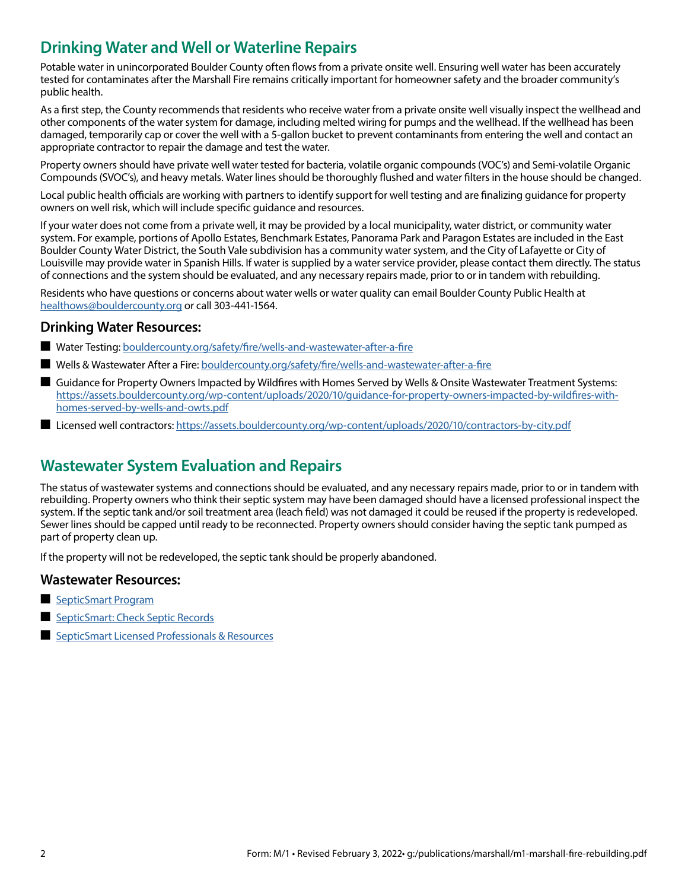## Drinking Water and Well or Waterline Repairs

Potable water in unincorporated Boulder County often flows from a private onsite well. Ensuring well water has been accurately tested for contaminates after the Marshall Fire remains critically important for homeowner safety and the broader community's public health.

As a first step, the County recommends that residents who receive water from a private onsite well visually inspect the wellhead and other components of the water system for damage, including melted wiring for pumps and the wellhead. If the wellhead has been damaged, temporarily cap or cover the well with a 5-gallon bucket to prevent contaminants from entering the well and contact an appropriate contractor to repair the damage and test the water.

Property owners should have private well water tested for bacteria, volatile organic compounds (VOC's) and Semi-volatile Organic Compounds (SVOC's), and heavy metals. Water lines should be thoroughly flushed and water filters in the house should be changed.

Local public health officials are working with partners to identify support for well testing and are finalizing guidance for property owners on well risk, which will include specific guidance and resources.

If your water does not come from a private well, it may be provided by a local municipality, water district, or community water system. For example, portions of Apollo Estates, Benchmark Estates, Panorama Park and Paragon Estates are included in the East Boulder County Water District, the South Vale subdivision has a community water system, and the City of Lafayette or City of Louisville may provide water in Spanish Hills. If water is supplied by a water service provider, please contact them directly. The status of connections and the system should be evaluated, and any necessary repairs made, prior to or in tandem with rebuilding.

Residents who have questions or concerns about water wells or water quality can email Boulder County Public Health at healthows@bouldercounty.org or call 303-441-1564.

### Drinking Water Resources:

- Water Testing: bouldercounty.org/safety/fire/wells-and-wastewater-after-a-fire
- Wells & Wastewater After a Fire: bouldercounty.org/safety/fire/wells-and-wastewater-after-a-fire
- Guidance for Property Owners Impacted by Wildfires with Homes Served by Wells & Onsite Wastewater Treatment Systems: https://assets.bouldercounty.org/wp-content/uploads/2020/10/guidance-for-property-owners-impacted-by-wildfires-with-homes-served-by-wells-and-owts.pdf
- Licensed well contractors: https://assets.bouldercounty.org/wp-content/uploads/2020/10/contractors-by-city.pdf

## Wastewater System Evaluation and Repairs

The status of wastewater systems and connections should be evaluated, and any necessary repairs made, prior to or in tandem with rebuilding. Property owners who think their septic system may have been damaged should have a licensed professional inspect the system. If the septic tank and/or soil treatment area (leach field) was not damaged it could be reused if the property is redeveloped. Sewer lines should be capped until ready to be reconnected. Property owners should consider having the septic tank pumped as part of property clean up.

If the property will not be redeveloped, the septic tank should be properly abandoned.

### Wastewater Resources:

- SepticSmart Program
- SepticSmart: Check Septic Records
- SepticSmart Licensed Professionals & Resources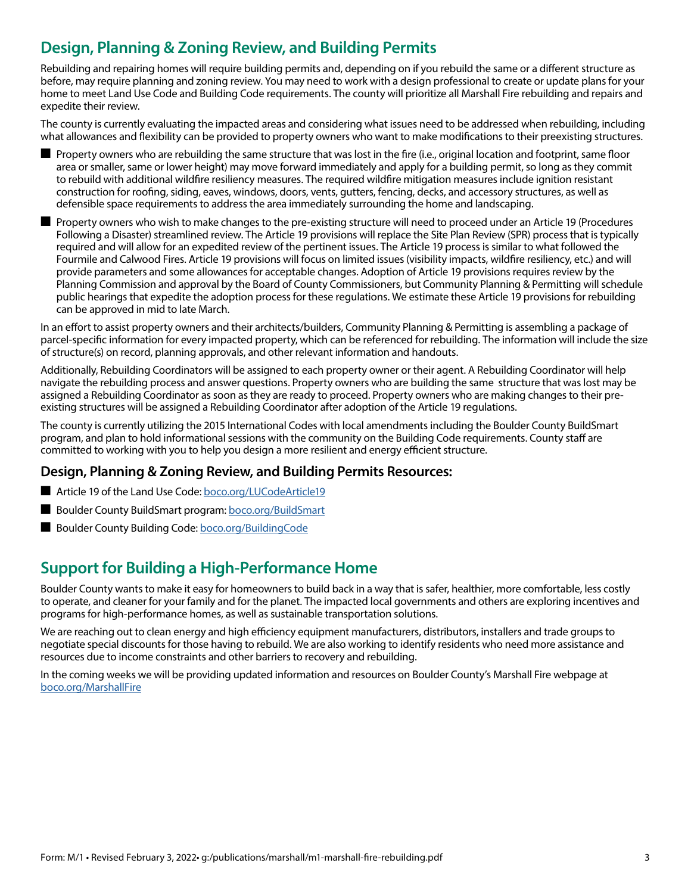## Design, Planning & Zoning Review, and Building Permits

Rebuilding and repairing homes will require building permits and, depending on if you rebuild the same or a different structure as before, may require planning and zoning review. You may need to work with a design professional to create or update plans for your home to meet Land Use Code and Building Code requirements. The county will prioritize all Marshall Fire rebuilding and repairs and expedite their review.

The county is currently evaluating the impacted areas and considering what issues need to be addressed when rebuilding, including what allowances and flexibility can be provided to property owners who want to make modifications to their preexisting structures.

- Property owners who are rebuilding the same structure that was lost in the fire (i.e., original location and footprint, same floor area or smaller, same or lower height) may move forward immediately and apply for a building permit, so long as they commit to rebuild with additional wildfire resiliency measures. The required wildfire mitigation measures include ignition resistant construction for roofing, siding, eaves, windows, doors, vents, gutters, fencing, decks, and accessory structures, as well as defensible space requirements to address the area immediately surrounding the home and landscaping.
- Property owners who wish to make changes to the pre-existing structure will need to proceed under an Article 19 (Procedures Following a Disaster) streamlined review. The Article 19 provisions will replace the Site Plan Review (SPR) process that is typically required and will allow for an expedited review of the pertinent issues. The Article 19 process is similar to what followed the Fourmile and Calwood Fires. Article 19 provisions will focus on limited issues (visibility impacts, wildfire resiliency, etc.) and will provide parameters and some allowances for acceptable changes. Adoption of Article 19 provisions requires review by the Planning Commission and approval by the Board of County Commissioners, but Community Planning & Permitting will schedule public hearings that expedite the adoption process for these regulations. We estimate these Article 19 provisions for rebuilding can be approved in mid to late March.

In an effort to assist property owners and their architects/builders, Community Planning & Permitting is assembling a package of parcel-specific information for every impacted property, which can be referenced for rebuilding. The information will include the size of structure(s) on record, planning approvals, and other relevant information and handouts.

Additionally, Rebuilding Coordinators will be assigned to each property owner or their agent. A Rebuilding Coordinator will help navigate the rebuilding process and answer questions. Property owners who are building the same structure that was lost may be assigned a Rebuilding Coordinator as soon as they are ready to proceed. Property owners who are making changes to their pre-existing structures will be assigned a Rebuilding Coordinator after adoption of the Article 19 regulations.

The county is currently utilizing the 2015 International Codes with local amendments including the Boulder County BuildSmart program, and plan to hold informational sessions with the community on the Building Code requirements. County staff are committed to working with you to help you design a more resilient and energy efficient structure.

### Design, Planning & Zoning Review, and Building Permits Resources:

- Article 19 of the Land Use Code: boco.org/LUCodeArticle19
- Boulder County BuildSmart program: boco.org/BuildSmart
- Boulder County Building Code: boco.org/BuildingCode

## Support for Building a High-Performance Home

Boulder County wants to make it easy for homeowners to build back in a way that is safer, healthier, more comfortable, less costly to operate, and cleaner for your family and for the planet. The impacted local governments and others are exploring incentives and programs for high-performance homes, as well as sustainable transportation solutions.

We are reaching out to clean energy and high efficiency equipment manufacturers, distributors, installers and trade groups to negotiate special discounts for those having to rebuild. We are also working to identify residents who need more assistance and resources due to income constraints and other barriers to recovery and rebuilding.

In the coming weeks we will be providing updated information and resources on Boulder County's Marshall Fire webpage at boco.org/MarshallFire

Form: M/1 • Revised February 3, 2022• g:/publications/marshall/m1-marshall-fire-rebuilding.pdf